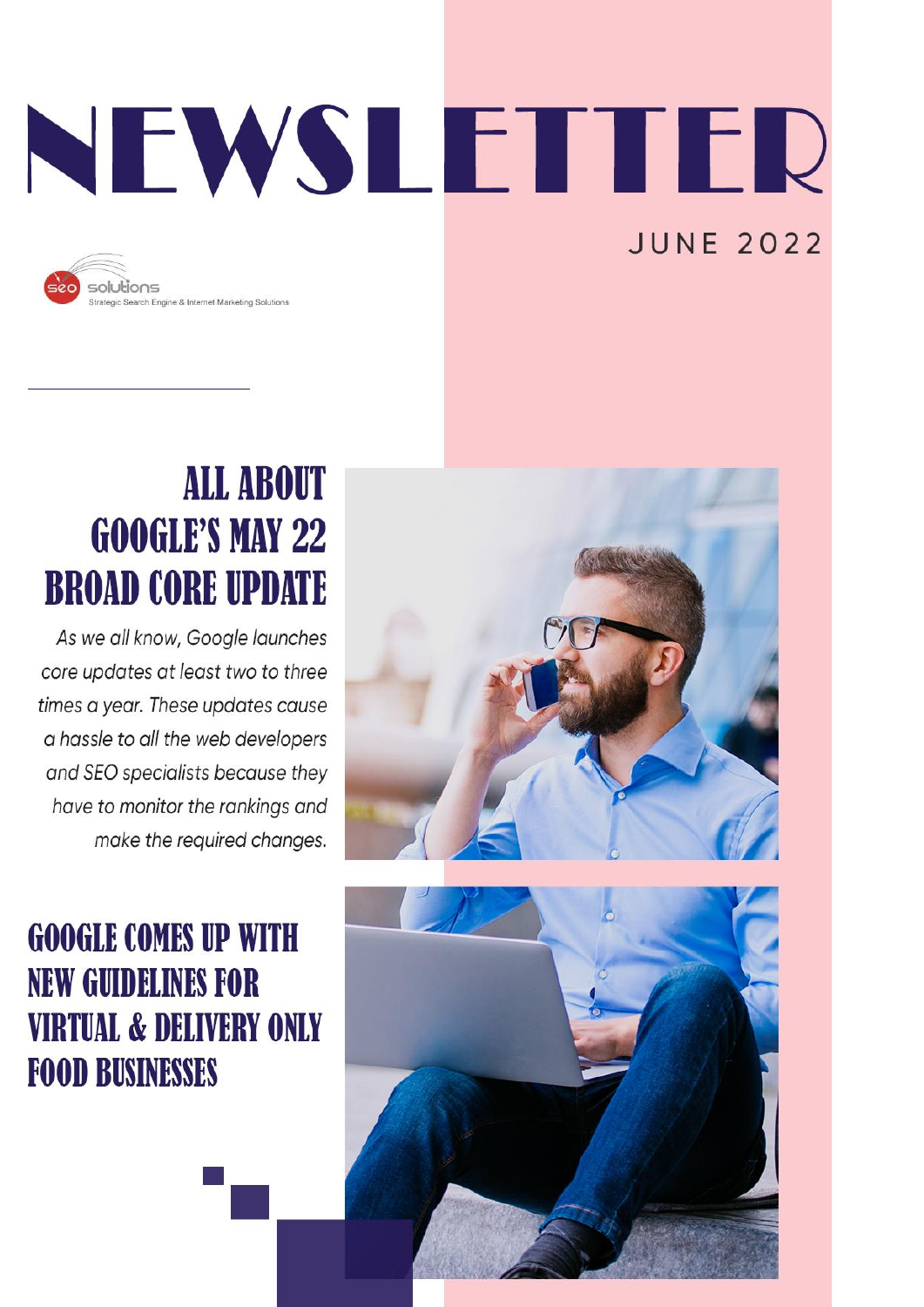# NEWSLETTER

JUNE 2022

solutions
Strategic Search Engine & Internet Marketing Solutions

## ALL ABOUT GOOGLE'S MAY 22 BROAD CORE UPDATE

*As we all know, Google launches core updates at least two to three times a year. These updates cause a hassle to all the web developers and SEO specialists because they have to monitor the rankings and make the required changes.*

## GOOGLE COMES UP WITH NEW GUIDELINES FOR VIRTUAL & DELIVERY ONLY FOOD BUSINESSES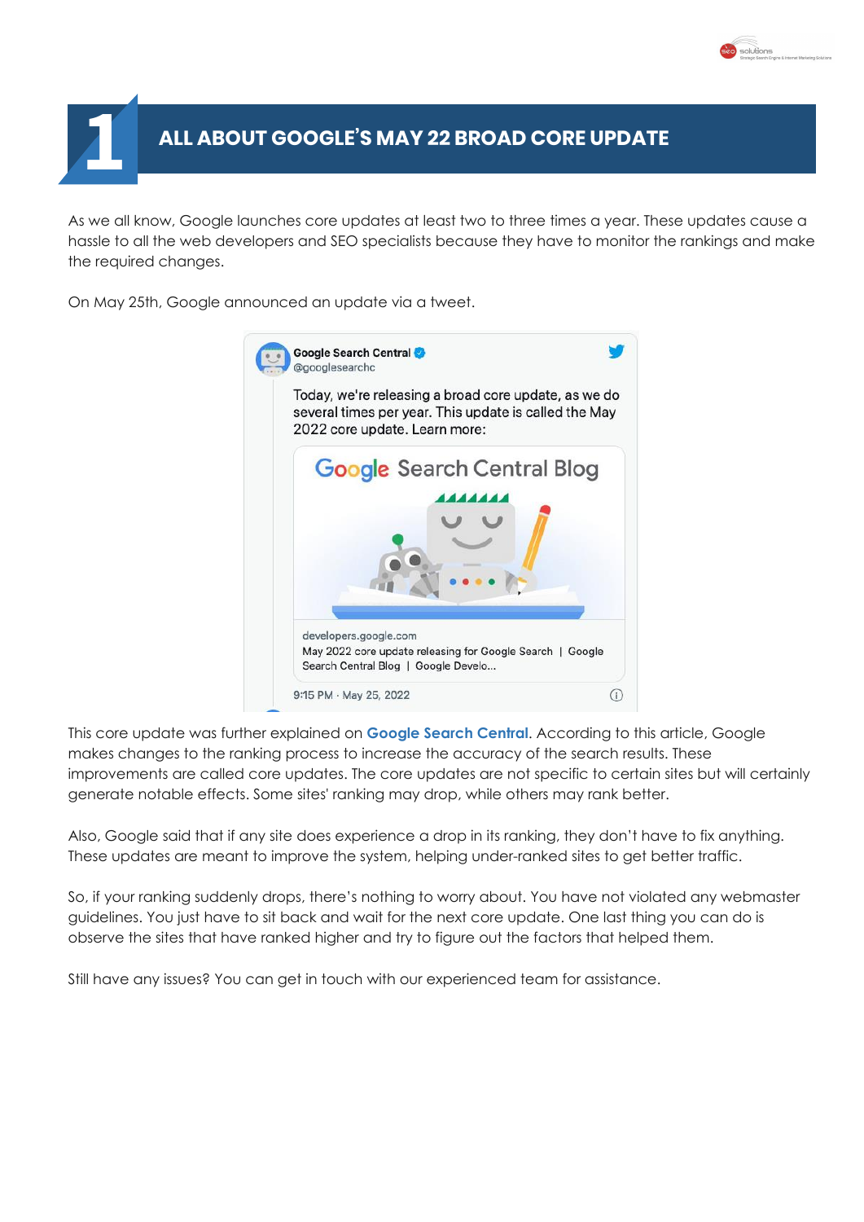# 1 ALL ABOUT GOOGLE'S MAY 22 BROAD CORE UPDATE

As we all know, Google launches core updates at least two to three times a year. These updates cause a hassle to all the web developers and SEO specialists because they have to monitor the rankings and make the required changes.

On May 25th, Google announced an update via a tweet.

> **Google Search Central** @googlesearchc
>
> Today, we're releasing a broad core update, as we do several times per year. This update is called the May 2022 core update. Learn more:
>
> developers.google.com
> May 2022 core update releasing for Google Search | Google Search Central Blog | Google Develo...
>
> 9:15 PM · May 25, 2022

This core update was further explained on **Google Search Central**. According to this article, Google makes changes to the ranking process to increase the accuracy of the search results. These improvements are called core updates. The core updates are not specific to certain sites but will certainly generate notable effects. Some sites' ranking may drop, while others may rank better.

Also, Google said that if any site does experience a drop in its ranking, they don't have to fix anything. These updates are meant to improve the system, helping under-ranked sites to get better traffic.

So, if your ranking suddenly drops, there's nothing to worry about. You have not violated any webmaster guidelines. You just have to sit back and wait for the next core update. One last thing you can do is observe the sites that have ranked higher and try to figure out the factors that helped them.

Still have any issues? You can get in touch with our experienced team for assistance.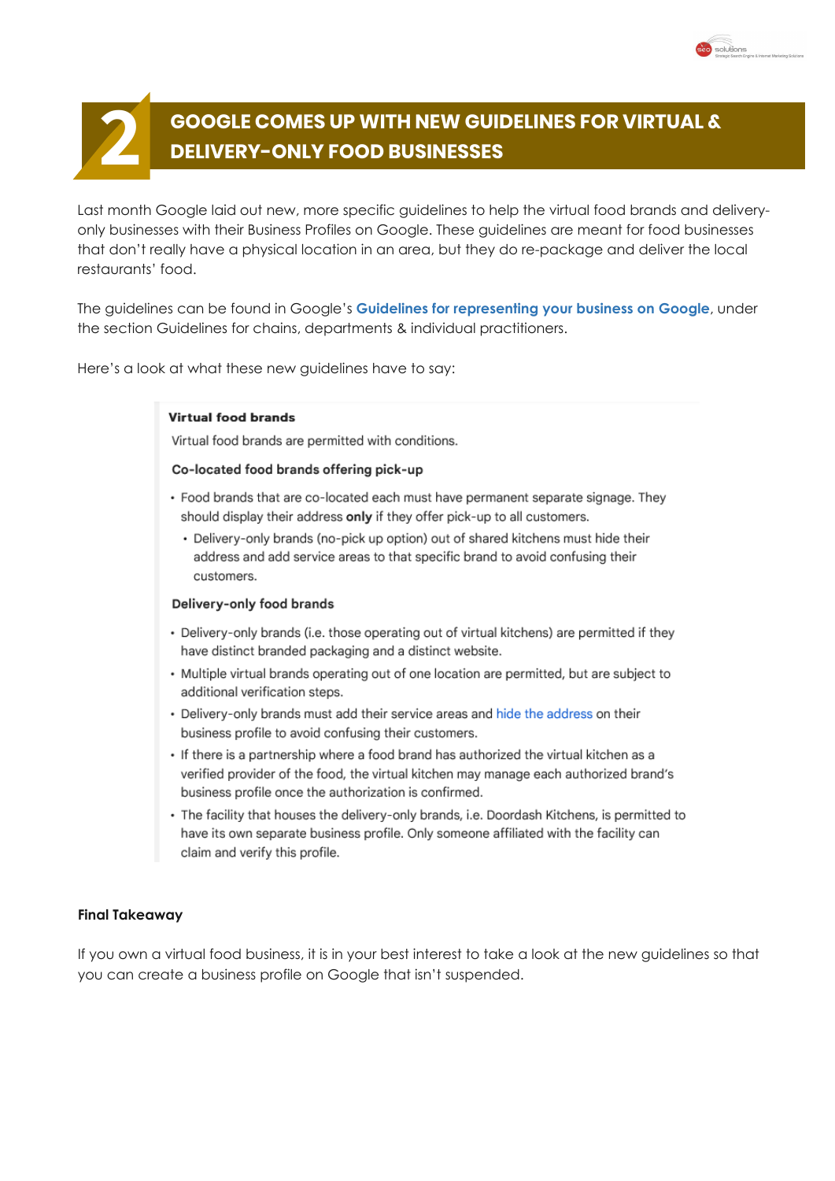## 2 GOOGLE COMES UP WITH NEW GUIDELINES FOR VIRTUAL & DELIVERY-ONLY FOOD BUSINESSES

Last month Google laid out new, more specific guidelines to help the virtual food brands and delivery-only businesses with their Business Profiles on Google. These guidelines are meant for food businesses that don't really have a physical location in an area, but they do re-package and deliver the local restaurants' food.

The guidelines can be found in Google's **Guidelines for representing your business on Google**, under the section Guidelines for chains, departments & individual practitioners.

Here's a look at what these new guidelines have to say:

> **Virtual food brands**
>
> Virtual food brands are permitted with conditions.
>
> **Co-located food brands offering pick-up**
>
> - Food brands that are co-located each must have permanent separate signage. They should display their address **only** if they offer pick-up to all customers.
>   - Delivery-only brands (no-pick up option) out of shared kitchens must hide their address and add service areas to that specific brand to avoid confusing their customers.
>
> **Delivery-only food brands**
>
> - Delivery-only brands (i.e. those operating out of virtual kitchens) are permitted if they have distinct branded packaging and a distinct website.
> - Multiple virtual brands operating out of one location are permitted, but are subject to additional verification steps.
> - Delivery-only brands must add their service areas and hide the address on their business profile to avoid confusing their customers.
> - If there is a partnership where a food brand has authorized the virtual kitchen as a verified provider of the food, the virtual kitchen may manage each authorized brand's business profile once the authorization is confirmed.
> - The facility that houses the delivery-only brands, i.e. Doordash Kitchens, is permitted to have its own separate business profile. Only someone affiliated with the facility can claim and verify this profile.

**Final Takeaway**

If you own a virtual food business, it is in your best interest to take a look at the new guidelines so that you can create a business profile on Google that isn't suspended.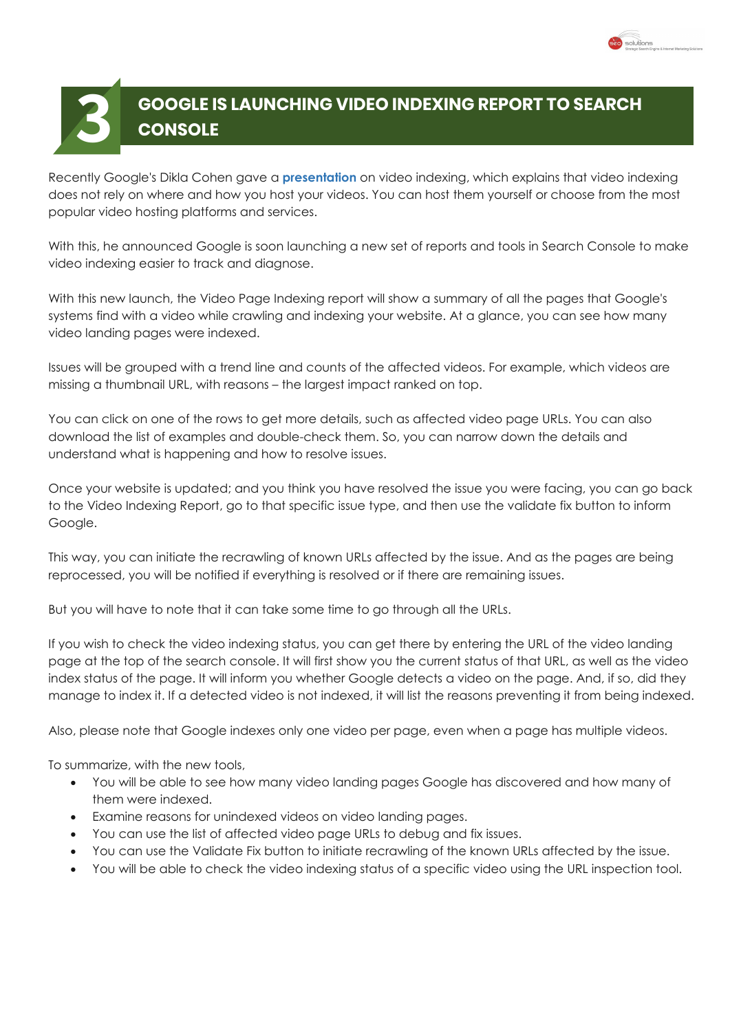## 3 GOOGLE IS LAUNCHING VIDEO INDEXING REPORT TO SEARCH CONSOLE

Recently Google's Dikla Cohen gave a **presentation** on video indexing, which explains that video indexing does not rely on where and how you host your videos. You can host them yourself or choose from the most popular video hosting platforms and services.

With this, he announced Google is soon launching a new set of reports and tools in Search Console to make video indexing easier to track and diagnose.

With this new launch, the Video Page Indexing report will show a summary of all the pages that Google's systems find with a video while crawling and indexing your website. At a glance, you can see how many video landing pages were indexed.

Issues will be grouped with a trend line and counts of the affected videos. For example, which videos are missing a thumbnail URL, with reasons – the largest impact ranked on top.

You can click on one of the rows to get more details, such as affected video page URLs. You can also download the list of examples and double-check them. So, you can narrow down the details and understand what is happening and how to resolve issues.

Once your website is updated; and you think you have resolved the issue you were facing, you can go back to the Video Indexing Report, go to that specific issue type, and then use the validate fix button to inform Google.

This way, you can initiate the recrawling of known URLs affected by the issue. And as the pages are being reprocessed, you will be notified if everything is resolved or if there are remaining issues.

But you will have to note that it can take some time to go through all the URLs.

If you wish to check the video indexing status, you can get there by entering the URL of the video landing page at the top of the search console. It will first show you the current status of that URL, as well as the video index status of the page. It will inform you whether Google detects a video on the page. And, if so, did they manage to index it. If a detected video is not indexed, it will list the reasons preventing it from being indexed.

Also, please note that Google indexes only one video per page, even when a page has multiple videos.

To summarize, with the new tools,

- You will be able to see how many video landing pages Google has discovered and how many of them were indexed.
- Examine reasons for unindexed videos on video landing pages.
- You can use the list of affected video page URLs to debug and fix issues.
- You can use the Validate Fix button to initiate recrawling of the known URLs affected by the issue.
- You will be able to check the video indexing status of a specific video using the URL inspection tool.